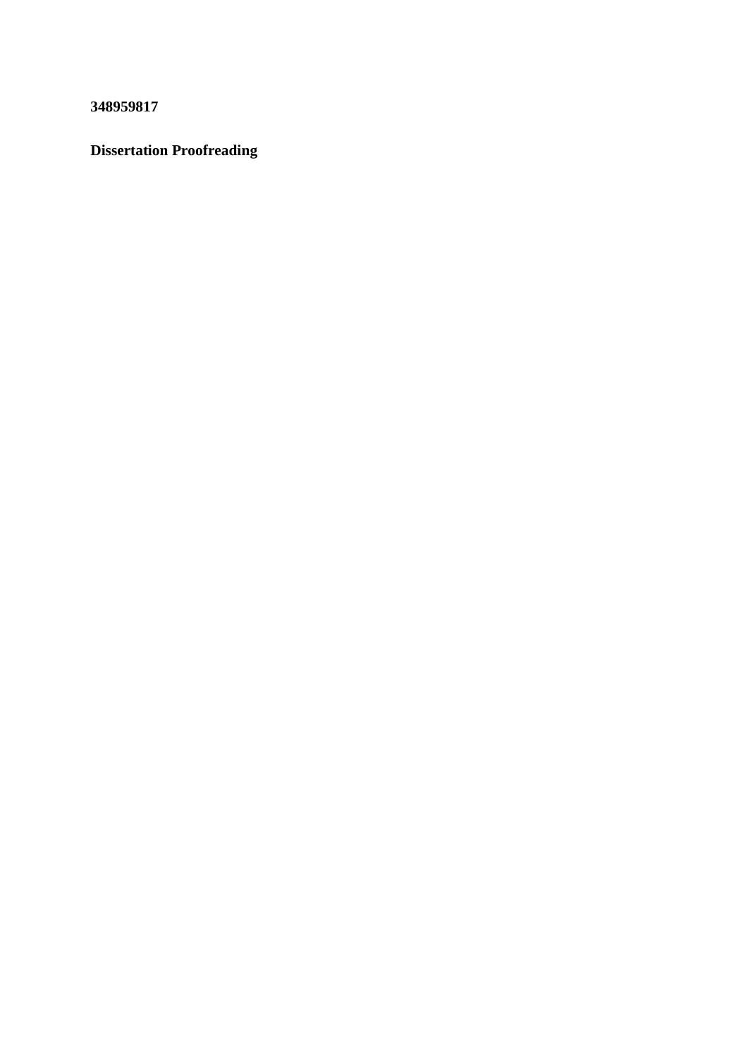**348959817**

**Dissertation Proofreading**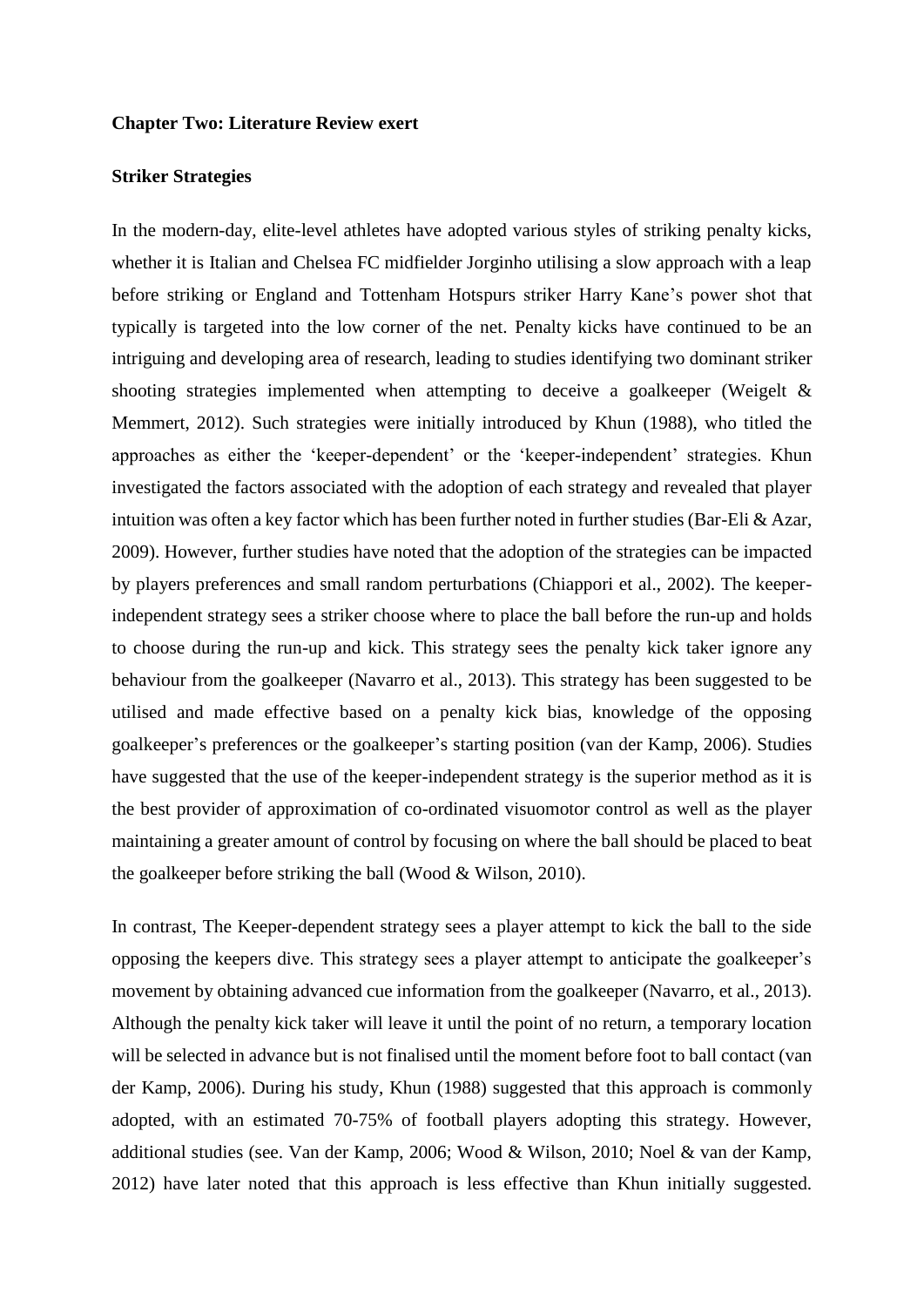**Chapter Two: Literature Review exert**

**Striker Strategies**

In the modern-day, elite-level athletes have adopted various styles of striking penalty kicks, whether it is Italian and Chelsea FC midfielder Jorginho utilising a slow approach with a leap before striking or England and Tottenham Hotspurs striker Harry Kane's power shot that typically is targeted into the low corner of the net. Penalty kicks have continued to be an intriguing and developing area of research, leading to studies identifying two dominant striker shooting strategies implemented when attempting to deceive a goalkeeper (Weigelt & Memmert, 2012). Such strategies were initially introduced by Khun (1988), who titled the approaches as either the 'keeper-dependent' or the 'keeper-independent' strategies. Khun investigated the factors associated with the adoption of each strategy and revealed that player intuition was often a key factor which has been further noted in further studies (Bar-Eli & Azar, 2009). However, further studies have noted that the adoption of the strategies can be impacted by players preferences and small random perturbations (Chiappori et al., 2002). The keeper-independent strategy sees a striker choose where to place the ball before the run-up and holds to choose during the run-up and kick. This strategy sees the penalty kick taker ignore any behaviour from the goalkeeper (Navarro et al., 2013). This strategy has been suggested to be utilised and made effective based on a penalty kick bias, knowledge of the opposing goalkeeper's preferences or the goalkeeper's starting position (van der Kamp, 2006). Studies have suggested that the use of the keeper-independent strategy is the superior method as it is the best provider of approximation of co-ordinated visuomotor control as well as the player maintaining a greater amount of control by focusing on where the ball should be placed to beat the goalkeeper before striking the ball (Wood & Wilson, 2010).

In contrast, The Keeper-dependent strategy sees a player attempt to kick the ball to the side opposing the keepers dive. This strategy sees a player attempt to anticipate the goalkeeper's movement by obtaining advanced cue information from the goalkeeper (Navarro, et al., 2013). Although the penalty kick taker will leave it until the point of no return, a temporary location will be selected in advance but is not finalised until the moment before foot to ball contact (van der Kamp, 2006). During his study, Khun (1988) suggested that this approach is commonly adopted, with an estimated 70-75% of football players adopting this strategy. However, additional studies (see. Van der Kamp, 2006; Wood & Wilson, 2010; Noel & van der Kamp, 2012) have later noted that this approach is less effective than Khun initially suggested.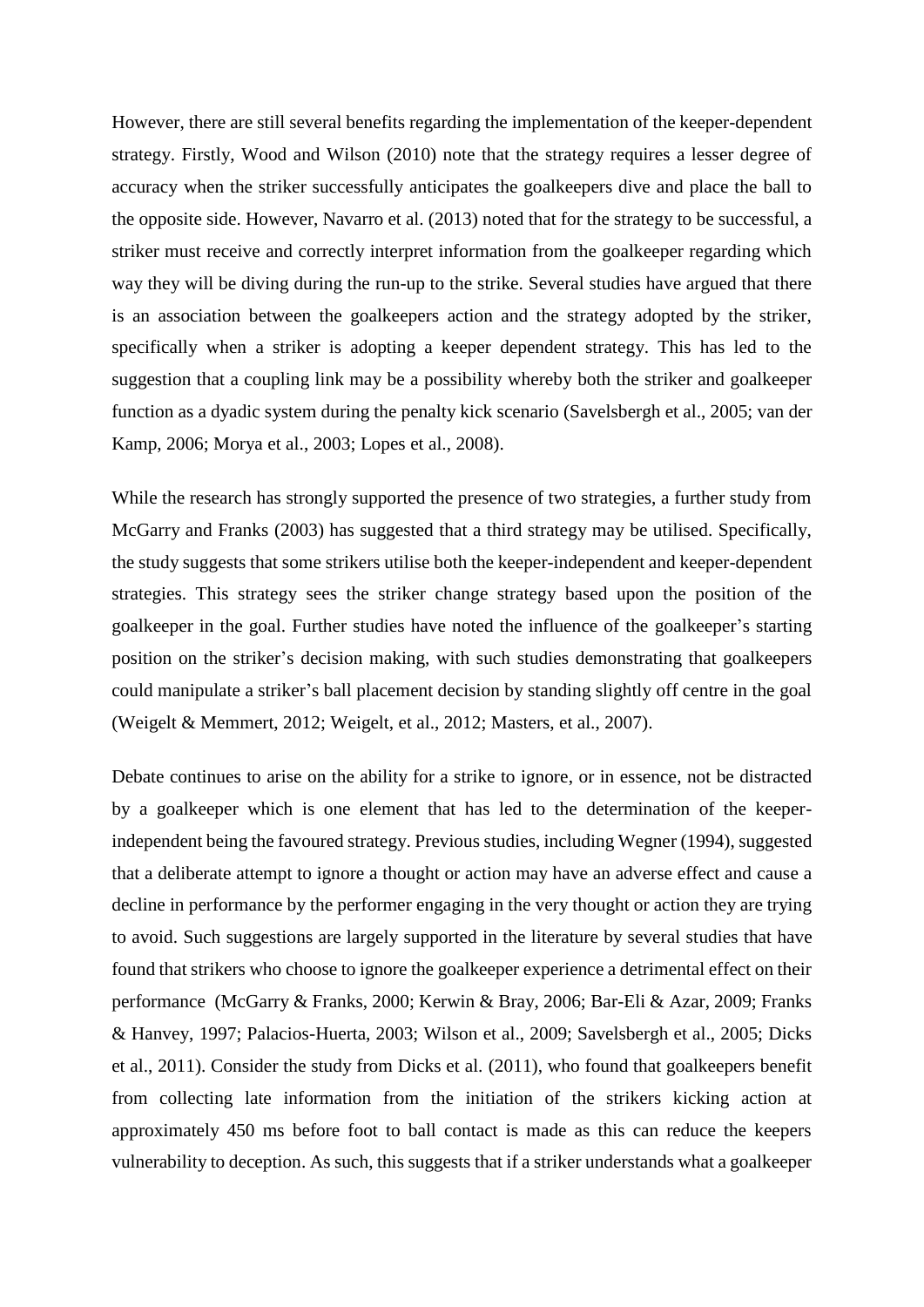However, there are still several benefits regarding the implementation of the keeper-dependent strategy. Firstly, Wood and Wilson (2010) note that the strategy requires a lesser degree of accuracy when the striker successfully anticipates the goalkeepers dive and place the ball to the opposite side. However, Navarro et al. (2013) noted that for the strategy to be successful, a striker must receive and correctly interpret information from the goalkeeper regarding which way they will be diving during the run-up to the strike. Several studies have argued that there is an association between the goalkeepers action and the strategy adopted by the striker, specifically when a striker is adopting a keeper dependent strategy. This has led to the suggestion that a coupling link may be a possibility whereby both the striker and goalkeeper function as a dyadic system during the penalty kick scenario (Savelsbergh et al., 2005; van der Kamp, 2006; Morya et al., 2003; Lopes et al., 2008).

While the research has strongly supported the presence of two strategies, a further study from McGarry and Franks (2003) has suggested that a third strategy may be utilised. Specifically, the study suggests that some strikers utilise both the keeper-independent and keeper-dependent strategies. This strategy sees the striker change strategy based upon the position of the goalkeeper in the goal. Further studies have noted the influence of the goalkeeper's starting position on the striker's decision making, with such studies demonstrating that goalkeepers could manipulate a striker's ball placement decision by standing slightly off centre in the goal (Weigelt & Memmert, 2012; Weigelt, et al., 2012; Masters, et al., 2007).

Debate continues to arise on the ability for a strike to ignore, or in essence, not be distracted by a goalkeeper which is one element that has led to the determination of the keeper-independent being the favoured strategy. Previous studies, including Wegner (1994), suggested that a deliberate attempt to ignore a thought or action may have an adverse effect and cause a decline in performance by the performer engaging in the very thought or action they are trying to avoid. Such suggestions are largely supported in the literature by several studies that have found that strikers who choose to ignore the goalkeeper experience a detrimental effect on their performance (McGarry & Franks, 2000; Kerwin & Bray, 2006; Bar-Eli & Azar, 2009; Franks & Hanvey, 1997; Palacios-Huerta, 2003; Wilson et al., 2009; Savelsbergh et al., 2005; Dicks et al., 2011). Consider the study from Dicks et al. (2011), who found that goalkeepers benefit from collecting late information from the initiation of the strikers kicking action at approximately 450 ms before foot to ball contact is made as this can reduce the keepers vulnerability to deception. As such, this suggests that if a striker understands what a goalkeeper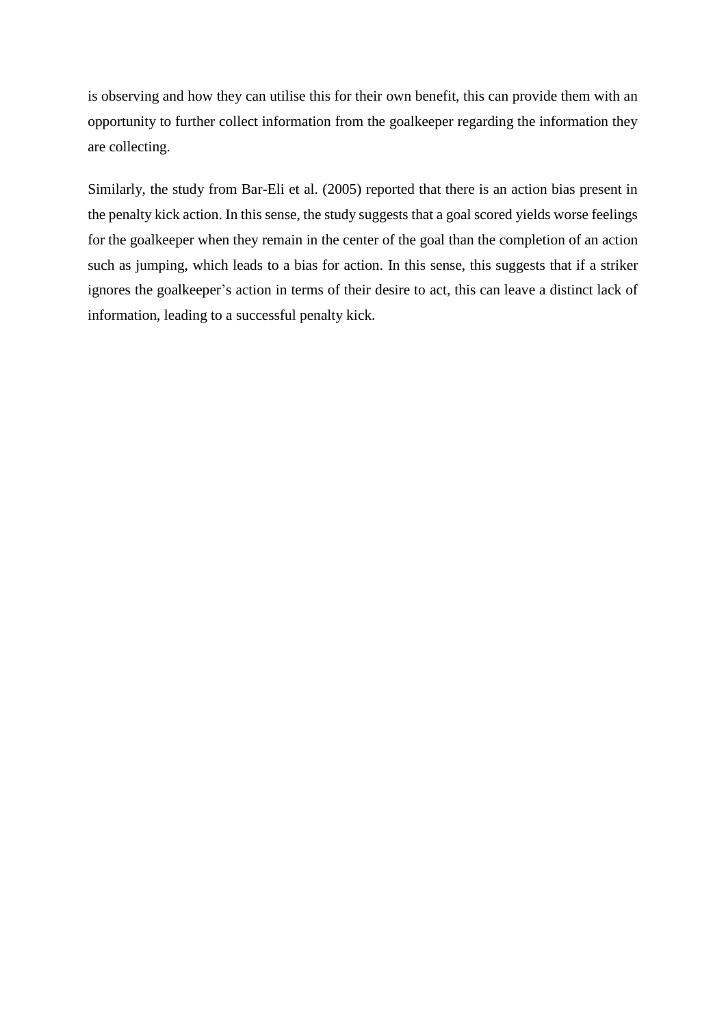is observing and how they can utilise this for their own benefit, this can provide them with an opportunity to further collect information from the goalkeeper regarding the information they are collecting.

Similarly, the study from Bar-Eli et al. (2005) reported that there is an action bias present in the penalty kick action. In this sense, the study suggests that a goal scored yields worse feelings for the goalkeeper when they remain in the center of the goal than the completion of an action such as jumping, which leads to a bias for action. In this sense, this suggests that if a striker ignores the goalkeeper's action in terms of their desire to act, this can leave a distinct lack of information, leading to a successful penalty kick.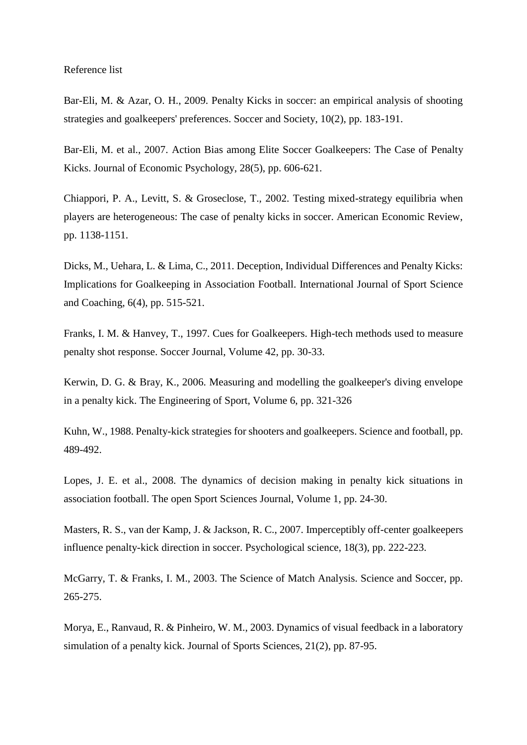Reference list

Bar-Eli, M. & Azar, O. H., 2009. Penalty Kicks in soccer: an empirical analysis of shooting strategies and goalkeepers' preferences. Soccer and Society, 10(2), pp. 183-191.

Bar-Eli, M. et al., 2007. Action Bias among Elite Soccer Goalkeepers: The Case of Penalty Kicks. Journal of Economic Psychology, 28(5), pp. 606-621.

Chiappori, P. A., Levitt, S. & Groseclose, T., 2002. Testing mixed-strategy equilibria when players are heterogeneous: The case of penalty kicks in soccer. American Economic Review, pp. 1138-1151.

Dicks, M., Uehara, L. & Lima, C., 2011. Deception, Individual Differences and Penalty Kicks: Implications for Goalkeeping in Association Football. International Journal of Sport Science and Coaching, 6(4), pp. 515-521.

Franks, I. M. & Hanvey, T., 1997. Cues for Goalkeepers. High-tech methods used to measure penalty shot response. Soccer Journal, Volume 42, pp. 30-33.

Kerwin, D. G. & Bray, K., 2006. Measuring and modelling the goalkeeper's diving envelope in a penalty kick. The Engineering of Sport, Volume 6, pp. 321-326

Kuhn, W., 1988. Penalty-kick strategies for shooters and goalkeepers. Science and football, pp. 489-492.

Lopes, J. E. et al., 2008. The dynamics of decision making in penalty kick situations in association football. The open Sport Sciences Journal, Volume 1, pp. 24-30.

Masters, R. S., van der Kamp, J. & Jackson, R. C., 2007. Imperceptibly off-center goalkeepers influence penalty-kick direction in soccer. Psychological science, 18(3), pp. 222-223.

McGarry, T. & Franks, I. M., 2003. The Science of Match Analysis. Science and Soccer, pp. 265-275.

Morya, E., Ranvaud, R. & Pinheiro, W. M., 2003. Dynamics of visual feedback in a laboratory simulation of a penalty kick. Journal of Sports Sciences, 21(2), pp. 87-95.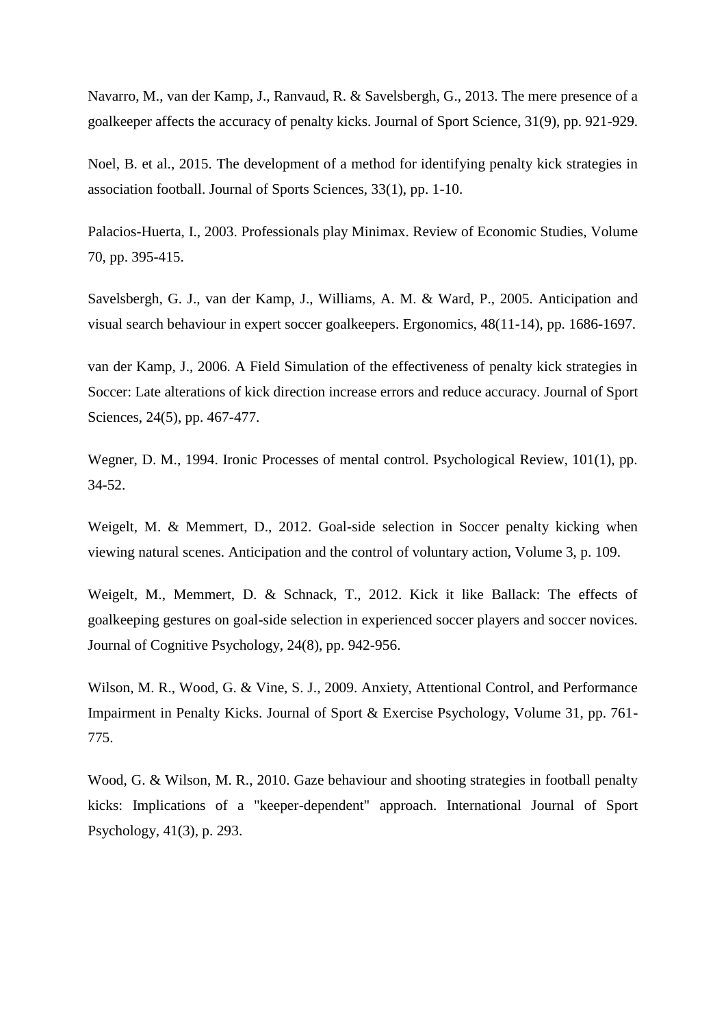Navarro, M., van der Kamp, J., Ranvaud, R. & Savelsbergh, G., 2013. The mere presence of a goalkeeper affects the accuracy of penalty kicks. Journal of Sport Science, 31(9), pp. 921-929.

Noel, B. et al., 2015. The development of a method for identifying penalty kick strategies in association football. Journal of Sports Sciences, 33(1), pp. 1-10.

Palacios-Huerta, I., 2003. Professionals play Minimax. Review of Economic Studies, Volume 70, pp. 395-415.

Savelsbergh, G. J., van der Kamp, J., Williams, A. M. & Ward, P., 2005. Anticipation and visual search behaviour in expert soccer goalkeepers. Ergonomics, 48(11-14), pp. 1686-1697.

van der Kamp, J., 2006. A Field Simulation of the effectiveness of penalty kick strategies in Soccer: Late alterations of kick direction increase errors and reduce accuracy. Journal of Sport Sciences, 24(5), pp. 467-477.

Wegner, D. M., 1994. Ironic Processes of mental control. Psychological Review, 101(1), pp. 34-52.

Weigelt, M. & Memmert, D., 2012. Goal-side selection in Soccer penalty kicking when viewing natural scenes. Anticipation and the control of voluntary action, Volume 3, p. 109.

Weigelt, M., Memmert, D. & Schnack, T., 2012. Kick it like Ballack: The effects of goalkeeping gestures on goal-side selection in experienced soccer players and soccer novices. Journal of Cognitive Psychology, 24(8), pp. 942-956.

Wilson, M. R., Wood, G. & Vine, S. J., 2009. Anxiety, Attentional Control, and Performance Impairment in Penalty Kicks. Journal of Sport & Exercise Psychology, Volume 31, pp. 761-775.

Wood, G. & Wilson, M. R., 2010. Gaze behaviour and shooting strategies in football penalty kicks: Implications of a "keeper-dependent" approach. International Journal of Sport Psychology, 41(3), p. 293.